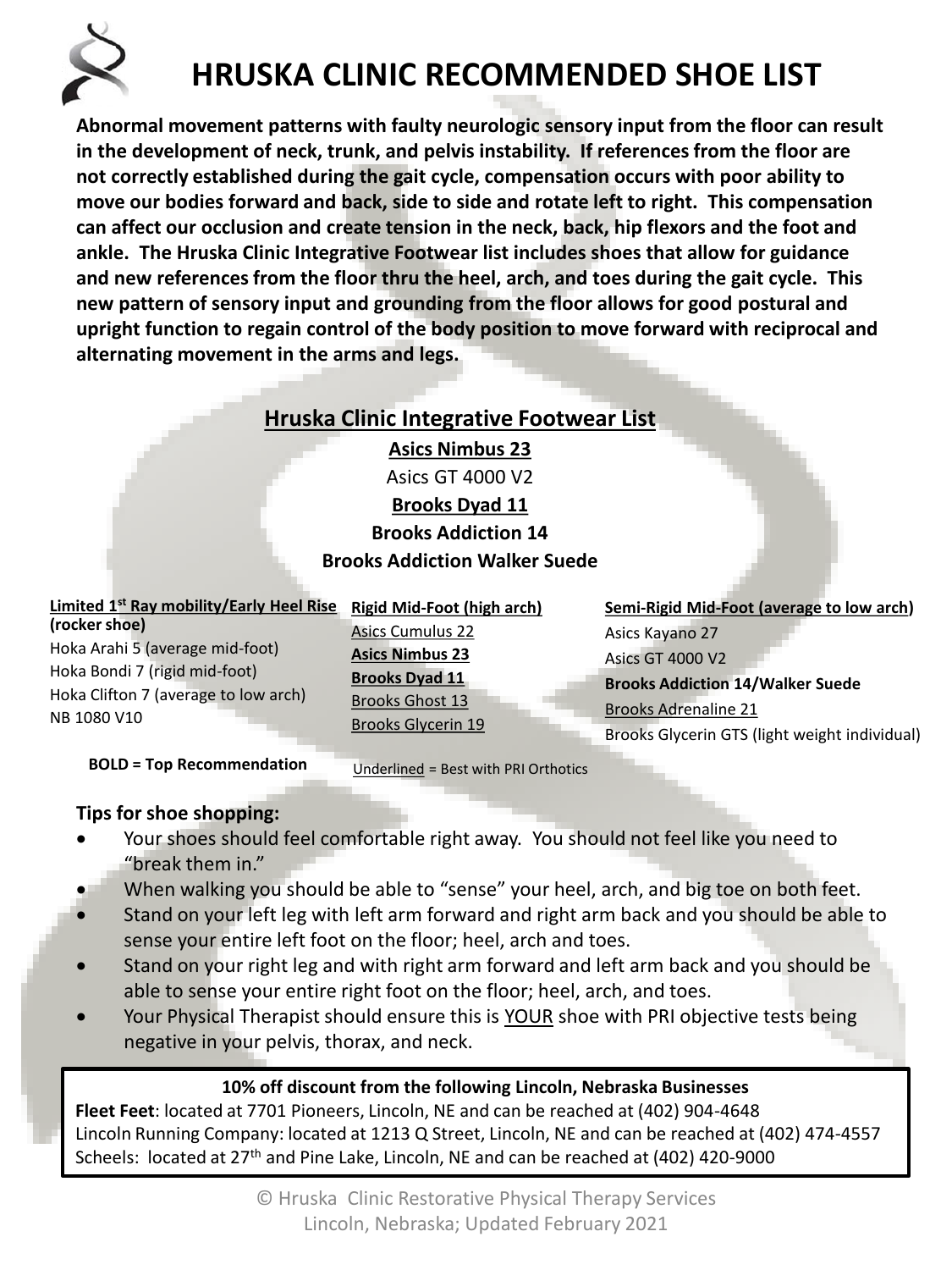# HRUSKA CLINIC RECOMMENDED SHOE LIST

**Abnormal movement patterns with faulty neurologic sensory input from the floor can result in the development of neck, trunk, and pelvis instability. If references from the floor are not correctly established during the gait cycle, compensation occurs with poor ability to move our bodies forward and back, side to side and rotate left to right. This compensation can affect our occlusion and create tension in the neck, back, hip flexors and the foot and ankle. The Hruska Clinic Integrative Footwear list includes shoes that allow for guidance and new references from the floor thru the heel, arch, and toes during the gait cycle. This new pattern of sensory input and grounding from the floor allows for good postural and upright function to regain control of the body position to move forward with reciprocal and alternating movement in the arms and legs.**

## Hruska Clinic Integrative Footwear List

**<u>Asics Nimbus 23</u>**
<u>Asics GT 4000 V2</u>
**<u>Brooks Dyad 11</u>**
**Brooks Addiction 14**
**Brooks Addiction Walker Suede**

**Limited 1st Ray mobility/Early Heel Rise (rocker shoe)**

- Hoka Arahi 5 (average mid-foot)
- Hoka Bondi 7 (rigid mid-foot)
- Hoka Clifton 7 (average to low arch)
- NB 1080 V10

**Rigid Mid-Foot (high arch)**

- <u>Asics Cumulus 22</u>
- **<u>Asics Nimbus 23</u>**
- **<u>Brooks Dyad 11</u>**
- <u>Brooks Ghost 13</u>
- <u>Brooks Glycerin 19</u>

**Semi-Rigid Mid-Foot (average to low arch)**

- Asics Kayano 27
- Asics GT 4000 V2
- **Brooks Addiction 14/Walker Suede**
- <u>Brooks Adrenaline 21</u>
- Brooks Glycerin GTS (light weight individual)

**BOLD = Top Recommendation**

<u>Underlined</u> = Best with PRI Orthotics

### Tips for shoe shopping:

- Your shoes should feel comfortable right away. You should not feel like you need to "break them in."
- When walking you should be able to "sense" your heel, arch, and big toe on both feet.
- Stand on your left leg with left arm forward and right arm back and you should be able to sense your entire left foot on the floor; heel, arch and toes.
- Stand on your right leg and with right arm forward and left arm back and you should be able to sense your entire right foot on the floor; heel, arch, and toes.
- Your Physical Therapist should ensure this is <u>YOUR</u> shoe with PRI objective tests being negative in your pelvis, thorax, and neck.

**10% off discount from the following Lincoln, Nebraska Businesses**

**Fleet Feet**: located at 7701 Pioneers, Lincoln, NE and can be reached at (402) 904-4648
Lincoln Running Company: located at 1213 Q Street, Lincoln, NE and can be reached at (402) 474-4557
Scheels: located at 27th and Pine Lake, Lincoln, NE and can be reached at (402) 420-9000

© Hruska Clinic Restorative Physical Therapy Services
Lincoln, Nebraska; Updated February 2021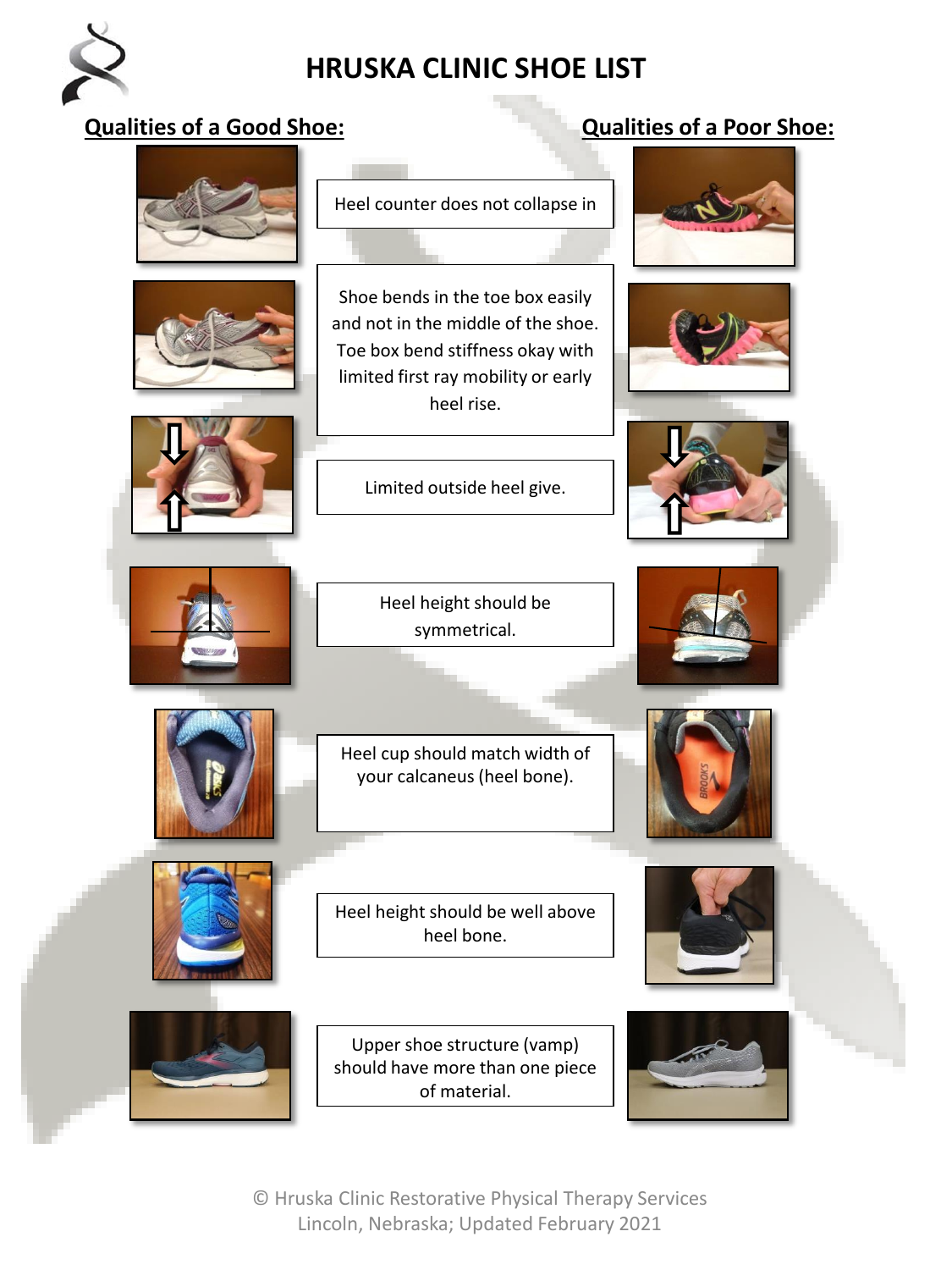# HRUSKA CLINIC SHOE LIST

**Qualities of a Good Shoe:** | **Qualities of a Poor Shoe:**

Heel counter does not collapse in

Shoe bends in the toe box easily and not in the middle of the shoe. Toe box bend stiffness okay with limited first ray mobility or early heel rise.

Limited outside heel give.

Heel height should be symmetrical.

Heel cup should match width of your calcaneus (heel bone).

Heel height should be well above heel bone.

Upper shoe structure (vamp) should have more than one piece of material.

© Hruska Clinic Restorative Physical Therapy Services
Lincoln, Nebraska; Updated February 2021